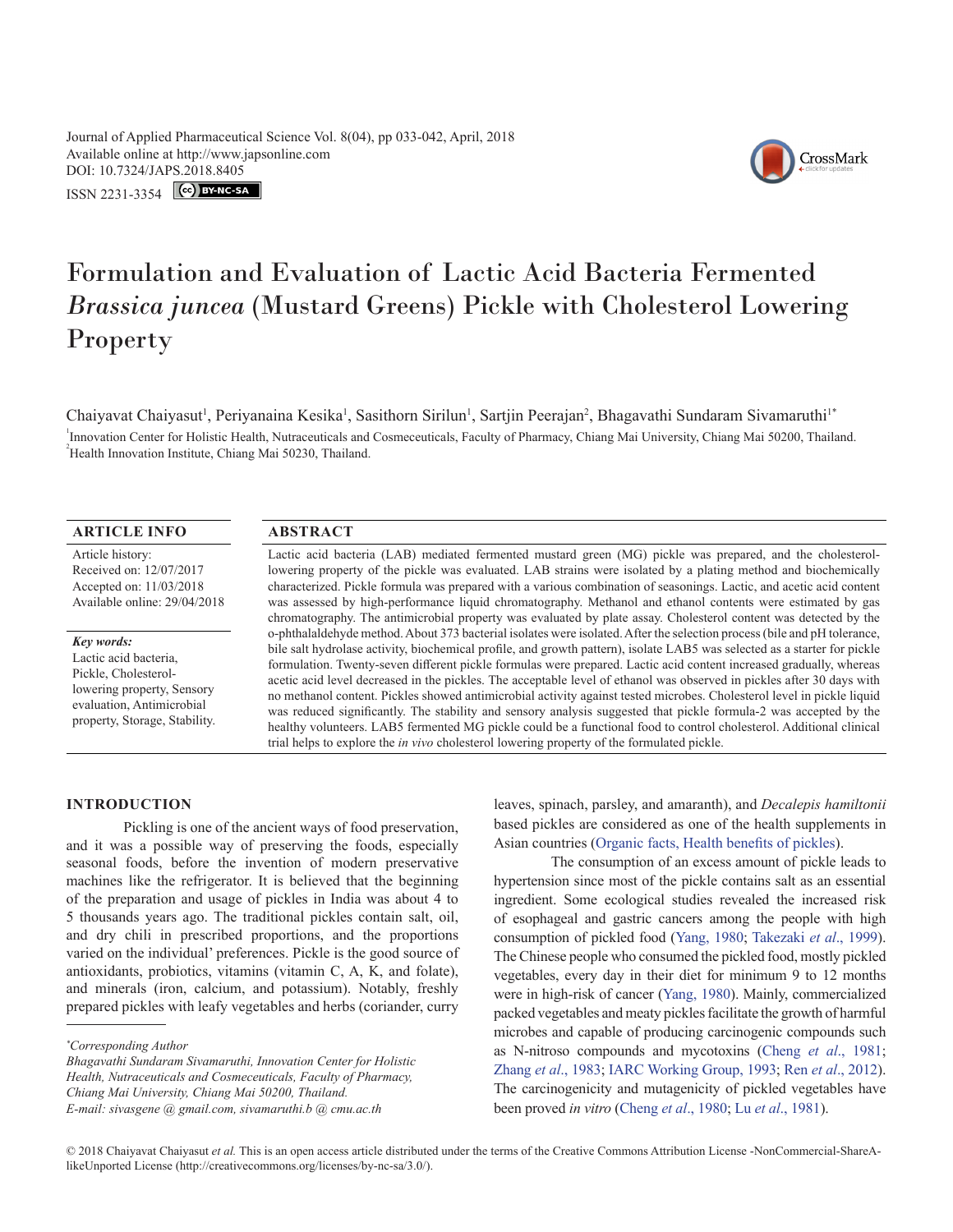Journal of Applied Pharmaceutical Science Vol. 8(04), pp 033-042, April, 2018
Available online at http://www.japsonline.com
DOI: 10.7324/JAPS.2018.8405
ISSN 2231-3354

# Formulation and Evaluation of Lactic Acid Bacteria Fermented *Brassica juncea* (Mustard Greens) Pickle with Cholesterol Lowering Property

Chaiyavat Chaiyasut[1], Periyanaina Kesika[1], Sasithorn Sirilun[1], Sartjin Peerajan[2], Bhagavathi Sundaram Sivamaruthi[1*]

[1]Innovation Center for Holistic Health, Nutraceuticals and Cosmeceuticals, Faculty of Pharmacy, Chiang Mai University, Chiang Mai 50200, Thailand.
[2]Health Innovation Institute, Chiang Mai 50230, Thailand.

## ARTICLE INFO

Article history:
Received on: 12/07/2017
Accepted on: 11/03/2018
Available online: 29/04/2018

***Key words:***
Lactic acid bacteria, Pickle, Cholesterol-lowering property, Sensory evaluation, Antimicrobial property, Storage, Stability.

## ABSTRACT

Lactic acid bacteria (LAB) mediated fermented mustard green (MG) pickle was prepared, and the cholesterol-lowering property of the pickle was evaluated. LAB strains were isolated by a plating method and biochemically characterized. Pickle formula was prepared with a various combination of seasonings. Lactic, and acetic acid content was assessed by high-performance liquid chromatography. Methanol and ethanol contents were estimated by gas chromatography. The antimicrobial property was evaluated by plate assay. Cholesterol content was detected by the o-phthalaldehyde method. About 373 bacterial isolates were isolated. After the selection process (bile and pH tolerance, bile salt hydrolase activity, biochemical profile, and growth pattern), isolate LAB5 was selected as a starter for pickle formulation. Twenty-seven different pickle formulas were prepared. Lactic acid content increased gradually, whereas acetic acid level decreased in the pickles. The acceptable level of ethanol was observed in pickles after 30 days with no methanol content. Pickles showed antimicrobial activity against tested microbes. Cholesterol level in pickle liquid was reduced significantly. The stability and sensory analysis suggested that pickle formula-2 was accepted by the healthy volunteers. LAB5 fermented MG pickle could be a functional food to control cholesterol. Additional clinical trial helps to explore the *in vivo* cholesterol lowering property of the formulated pickle.

## INTRODUCTION

Pickling is one of the ancient ways of food preservation, and it was a possible way of preserving the foods, especially seasonal foods, before the invention of modern preservative machines like the refrigerator. It is believed that the beginning of the preparation and usage of pickles in India was about 4 to 5 thousands years ago. The traditional pickles contain salt, oil, and dry chili in prescribed proportions, and the proportions varied on the individual' preferences. Pickle is the good source of antioxidants, probiotics, vitamins (vitamin C, A, K, and folate), and minerals (iron, calcium, and potassium). Notably, freshly prepared pickles with leafy vegetables and herbs (coriander, curry leaves, spinach, parsley, and amaranth), and *Decalepis hamiltonii* based pickles are considered as one of the health supplements in Asian countries (Organic facts, Health benefits of pickles).

The consumption of an excess amount of pickle leads to hypertension since most of the pickle contains salt as an essential ingredient. Some ecological studies revealed the increased risk of esophageal and gastric cancers among the people with high consumption of pickled food (Yang, 1980; Takezaki *et al*., 1999). The Chinese people who consumed the pickled food, mostly pickled vegetables, every day in their diet for minimum 9 to 12 months were in high-risk of cancer (Yang, 1980). Mainly, commercialized packed vegetables and meaty pickles facilitate the growth of harmful microbes and capable of producing carcinogenic compounds such as N-nitroso compounds and mycotoxins (Cheng *et al*., 1981; Zhang *et al*., 1983; IARC Working Group, 1993; Ren *et al*., 2012). The carcinogenicity and mutagenicity of pickled vegetables have been proved *in vitro* (Cheng *et al*., 1980; Lu *et al*., 1981).

*Corresponding Author
Bhagavathi Sundaram Sivamaruthi, Innovation Center for Holistic Health, Nutraceuticals and Cosmeceuticals, Faculty of Pharmacy, Chiang Mai University, Chiang Mai 50200, Thailand.
E-mail: sivasgene @ gmail.com, sivamaruthi.b @ cmu.ac.th

© 2018 Chaiyavat Chaiyasut *et al.* This is an open access article distributed under the terms of the Creative Commons Attribution License -NonCommercial-ShareAlikeUnported License (http://creativecommons.org/licenses/by-nc-sa/3.0/).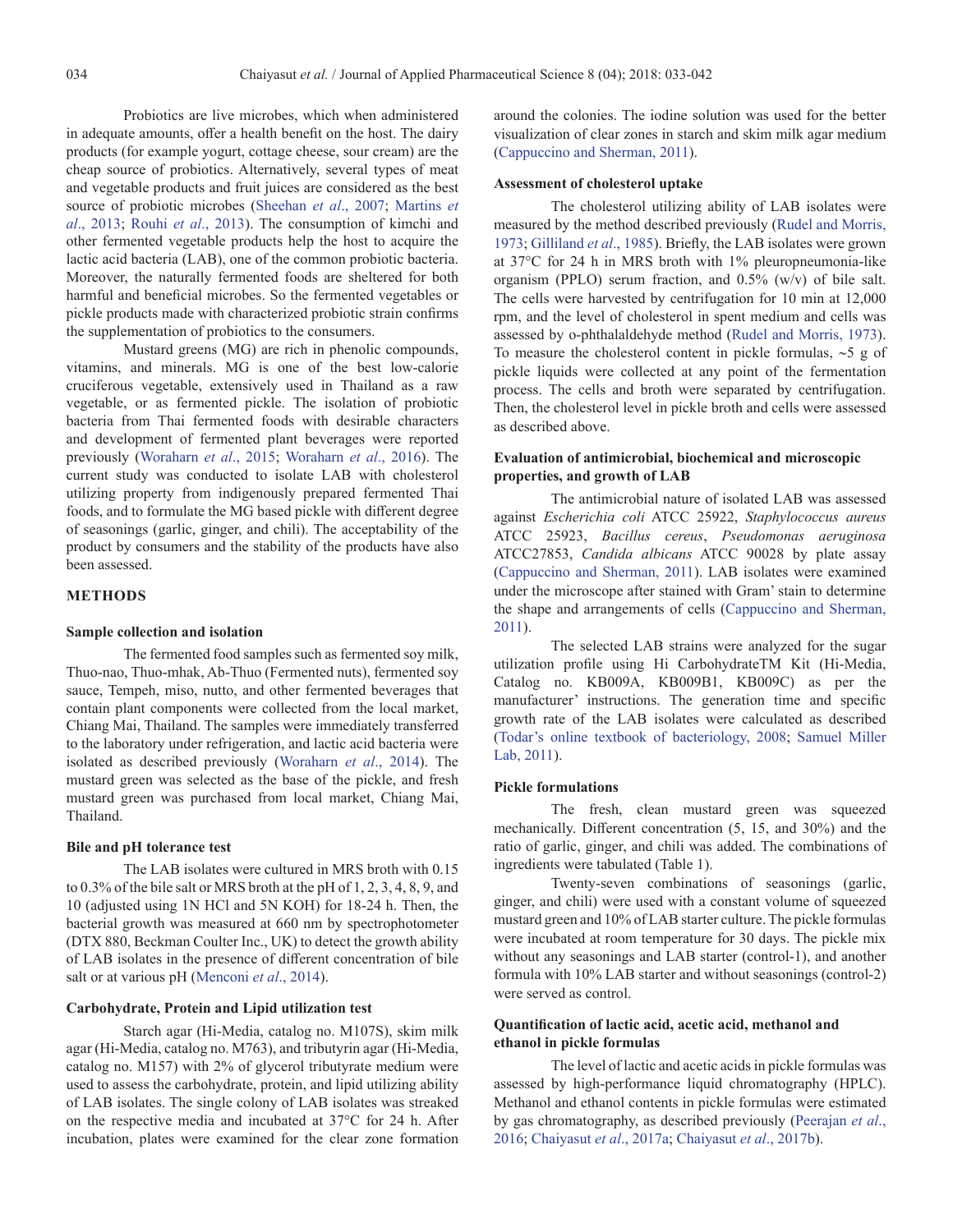Probiotics are live microbes, which when administered in adequate amounts, offer a health benefit on the host. The dairy products (for example yogurt, cottage cheese, sour cream) are the cheap source of probiotics. Alternatively, several types of meat and vegetable products and fruit juices are considered as the best source of probiotic microbes (Sheehan *et al*., 2007; Martins *et al*., 2013; Rouhi *et al*., 2013). The consumption of kimchi and other fermented vegetable products help the host to acquire the lactic acid bacteria (LAB), one of the common probiotic bacteria. Moreover, the naturally fermented foods are sheltered for both harmful and beneficial microbes. So the fermented vegetables or pickle products made with characterized probiotic strain confirms the supplementation of probiotics to the consumers.

Mustard greens (MG) are rich in phenolic compounds, vitamins, and minerals. MG is one of the best low-calorie cruciferous vegetable, extensively used in Thailand as a raw vegetable, or as fermented pickle. The isolation of probiotic bacteria from Thai fermented foods with desirable characters and development of fermented plant beverages were reported previously (Woraharn *et al*., 2015; Woraharn *et al*., 2016). The current study was conducted to isolate LAB with cholesterol utilizing property from indigenously prepared fermented Thai foods, and to formulate the MG based pickle with different degree of seasonings (garlic, ginger, and chili). The acceptability of the product by consumers and the stability of the products have also been assessed.

## METHODS

### Sample collection and isolation

The fermented food samples such as fermented soy milk, Thuo-nao, Thuo-mhak, Ab-Thuo (Fermented nuts), fermented soy sauce, Tempeh, miso, nutto, and other fermented beverages that contain plant components were collected from the local market, Chiang Mai, Thailand. The samples were immediately transferred to the laboratory under refrigeration, and lactic acid bacteria were isolated as described previously (Woraharn *et al*., 2014). The mustard green was selected as the base of the pickle, and fresh mustard green was purchased from local market, Chiang Mai, Thailand.

### Bile and pH tolerance test

The LAB isolates were cultured in MRS broth with 0.15 to 0.3% of the bile salt or MRS broth at the pH of 1, 2, 3, 4, 8, 9, and 10 (adjusted using 1N HCl and 5N KOH) for 18-24 h. Then, the bacterial growth was measured at 660 nm by spectrophotometer (DTX 880, Beckman Coulter Inc., UK) to detect the growth ability of LAB isolates in the presence of different concentration of bile salt or at various pH (Menconi *et al*., 2014).

### Carbohydrate, Protein and Lipid utilization test

Starch agar (Hi-Media, catalog no. M107S), skim milk agar (Hi-Media, catalog no. M763), and tributyrin agar (Hi-Media, catalog no. M157) with 2% of glycerol tributyrate medium were used to assess the carbohydrate, protein, and lipid utilizing ability of LAB isolates. The single colony of LAB isolates was streaked on the respective media and incubated at 37°C for 24 h. After incubation, plates were examined for the clear zone formation around the colonies. The iodine solution was used for the better visualization of clear zones in starch and skim milk agar medium (Cappuccino and Sherman, 2011).

### Assessment of cholesterol uptake

The cholesterol utilizing ability of LAB isolates were measured by the method described previously (Rudel and Morris, 1973; Gilliland *et al*., 1985). Briefly, the LAB isolates were grown at 37°C for 24 h in MRS broth with 1% pleuropneumonia-like organism (PPLO) serum fraction, and 0.5% (w/v) of bile salt. The cells were harvested by centrifugation for 10 min at 12,000 rpm, and the level of cholesterol in spent medium and cells was assessed by o-phthalaldehyde method (Rudel and Morris, 1973). To measure the cholesterol content in pickle formulas, ~5 g of pickle liquids were collected at any point of the fermentation process. The cells and broth were separated by centrifugation. Then, the cholesterol level in pickle broth and cells were assessed as described above.

### Evaluation of antimicrobial, biochemical and microscopic properties, and growth of LAB

The antimicrobial nature of isolated LAB was assessed against *Escherichia coli* ATCC 25922, *Staphylococcus aureus* ATCC 25923, *Bacillus cereus*, *Pseudomonas aeruginosa* ATCC27853, *Candida albicans* ATCC 90028 by plate assay (Cappuccino and Sherman, 2011). LAB isolates were examined under the microscope after stained with Gram' stain to determine the shape and arrangements of cells (Cappuccino and Sherman, 2011).

The selected LAB strains were analyzed for the sugar utilization profile using Hi CarbohydrateTM Kit (Hi-Media, Catalog no. KB009A, KB009B1, KB009C) as per the manufacturer' instructions. The generation time and specific growth rate of the LAB isolates were calculated as described (Todar's online textbook of bacteriology, 2008; Samuel Miller Lab, 2011).

### Pickle formulations

The fresh, clean mustard green was squeezed mechanically. Different concentration (5, 15, and 30%) and the ratio of garlic, ginger, and chili was added. The combinations of ingredients were tabulated (Table 1).

Twenty-seven combinations of seasonings (garlic, ginger, and chili) were used with a constant volume of squeezed mustard green and 10% of LAB starter culture. The pickle formulas were incubated at room temperature for 30 days. The pickle mix without any seasonings and LAB starter (control-1), and another formula with 10% LAB starter and without seasonings (control-2) were served as control.

### Quantification of lactic acid, acetic acid, methanol and ethanol in pickle formulas

The level of lactic and acetic acids in pickle formulas was assessed by high-performance liquid chromatography (HPLC). Methanol and ethanol contents in pickle formulas were estimated by gas chromatography, as described previously (Peerajan *et al*., 2016; Chaiyasut *et al*., 2017a; Chaiyasut *et al*., 2017b).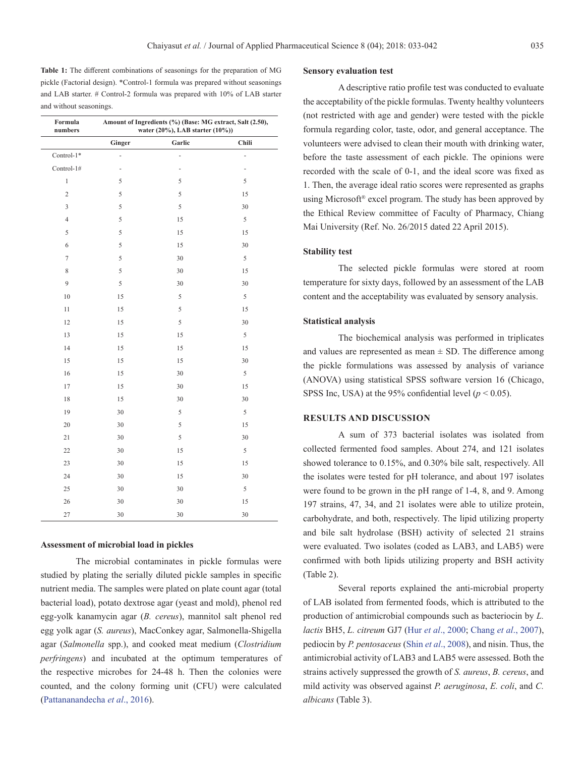**Table 1:** The different combinations of seasonings for the preparation of MG pickle (Factorial design). *Control-1 formula was prepared without seasonings and LAB starter. # Control-2 formula was prepared with 10% of LAB starter and without seasonings.

| Formula numbers | Amount of Ingredients (%) (Base: MG extract, Salt (2.50), water (20%), LAB starter (10%)) | | |
|---|---|---|---|
| | Ginger | Garlic | Chili |
| Control-1* | - | - | - |
| Control-1# | - | - | - |
| 1 | 5 | 5 | 5 |
| 2 | 5 | 5 | 15 |
| 3 | 5 | 5 | 30 |
| 4 | 5 | 15 | 5 |
| 5 | 5 | 15 | 15 |
| 6 | 5 | 15 | 30 |
| 7 | 5 | 30 | 5 |
| 8 | 5 | 30 | 15 |
| 9 | 5 | 30 | 30 |
| 10 | 15 | 5 | 5 |
| 11 | 15 | 5 | 15 |
| 12 | 15 | 5 | 30 |
| 13 | 15 | 15 | 5 |
| 14 | 15 | 15 | 15 |
| 15 | 15 | 15 | 30 |
| 16 | 15 | 30 | 5 |
| 17 | 15 | 30 | 15 |
| 18 | 15 | 30 | 30 |
| 19 | 30 | 5 | 5 |
| 20 | 30 | 5 | 15 |
| 21 | 30 | 5 | 30 |
| 22 | 30 | 15 | 5 |
| 23 | 30 | 15 | 15 |
| 24 | 30 | 15 | 30 |
| 25 | 30 | 30 | 5 |
| 26 | 30 | 30 | 15 |
| 27 | 30 | 30 | 30 |

### Assessment of microbial load in pickles

The microbial contaminates in pickle formulas were studied by plating the serially diluted pickle samples in specific nutrient media. The samples were plated on plate count agar (total bacterial load), potato dextrose agar (yeast and mold), phenol red egg-yolk kanamycin agar (*B. cereus*), mannitol salt phenol red egg yolk agar (*S. aureus*), MacConkey agar, Salmonella-Shigella agar (*Salmonella* spp.), and cooked meat medium (*Clostridium perfringens*) and incubated at the optimum temperatures of the respective microbes for 24-48 h. Then the colonies were counted, and the colony forming unit (CFU) were calculated (Pattananandecha *et al*., 2016).

### Sensory evaluation test

A descriptive ratio profile test was conducted to evaluate the acceptability of the pickle formulas. Twenty healthy volunteers (not restricted with age and gender) were tested with the pickle formula regarding color, taste, odor, and general acceptance. The volunteers were advised to clean their mouth with drinking water, before the taste assessment of each pickle. The opinions were recorded with the scale of 0-1, and the ideal score was fixed as 1. Then, the average ideal ratio scores were represented as graphs using Microsoft® excel program. The study has been approved by the Ethical Review committee of Faculty of Pharmacy, Chiang Mai University (Ref. No. 26/2015 dated 22 April 2015).

### Stability test

The selected pickle formulas were stored at room temperature for sixty days, followed by an assessment of the LAB content and the acceptability was evaluated by sensory analysis.

### Statistical analysis

The biochemical analysis was performed in triplicates and values are represented as mean ± SD. The difference among the pickle formulations was assessed by analysis of variance (ANOVA) using statistical SPSS software version 16 (Chicago, SPSS Inc, USA) at the 95% confidential level ($p < 0.05$).

## RESULTS AND DISCUSSION

A sum of 373 bacterial isolates was isolated from collected fermented food samples. About 274, and 121 isolates showed tolerance to 0.15%, and 0.30% bile salt, respectively. All the isolates were tested for pH tolerance, and about 197 isolates were found to be grown in the pH range of 1-4, 8, and 9. Among 197 strains, 47, 34, and 21 isolates were able to utilize protein, carbohydrate, and both, respectively. The lipid utilizing property and bile salt hydrolase (BSH) activity of selected 21 strains were evaluated. Two isolates (coded as LAB3, and LAB5) were confirmed with both lipids utilizing property and BSH activity (Table 2).

Several reports explained the anti-microbial property of LAB isolated from fermented foods, which is attributed to the production of antimicrobial compounds such as bacteriocin by *L. lactis* BH5, *L. citreum* GJ7 (Hur *et al*., 2000; Chang *et al*., 2007), pediocin by *P. pentosaceus* (Shin *et al*., 2008), and nisin. Thus, the antimicrobial activity of LAB3 and LAB5 were assessed. Both the strains actively suppressed the growth of *S. aureus*, *B. cereus*, and mild activity was observed against *P. aeruginosa*, *E. coli*, and *C. albicans* (Table 3).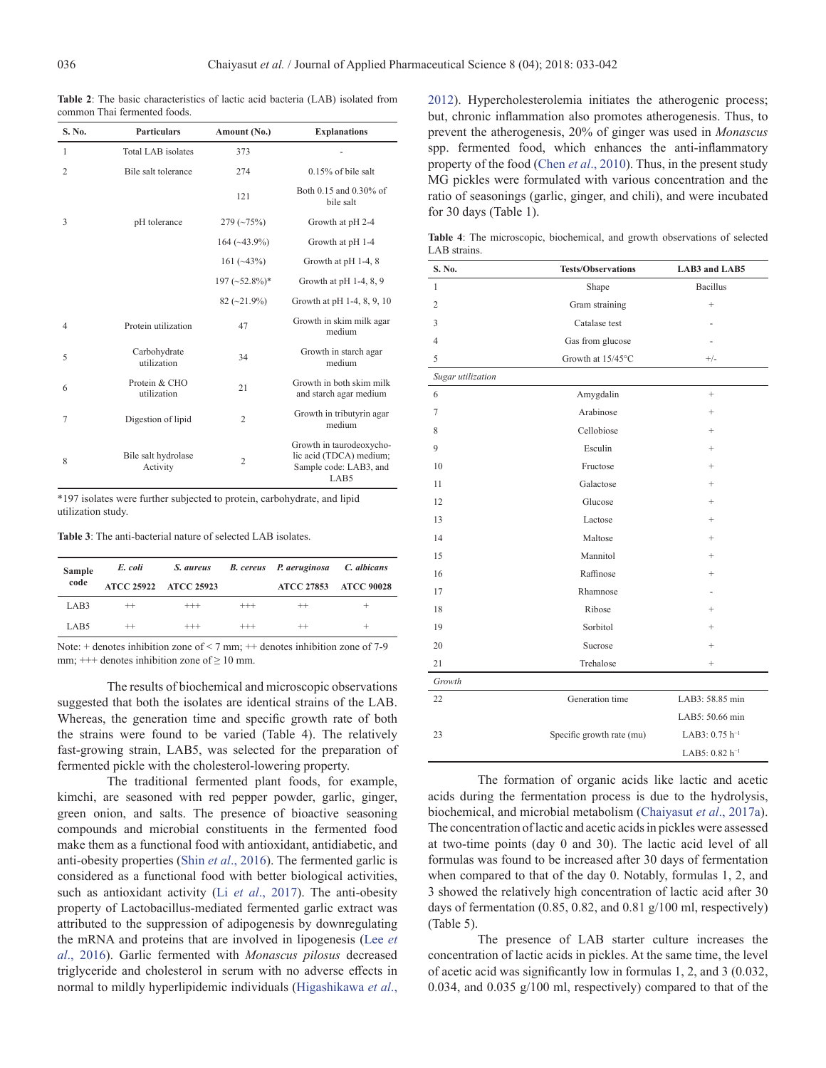**Table 2**: The basic characteristics of lactic acid bacteria (LAB) isolated from common Thai fermented foods.

| S. No. | Particulars | Amount (No.) | Explanations |
|---|---|---|---|
| 1 | Total LAB isolates | 373 | - |
| 2 | Bile salt tolerance | 274 | 0.15% of bile salt |
| | | 121 | Both 0.15 and 0.30% of bile salt |
| 3 | pH tolerance | 279 (~75%) | Growth at pH 2-4 |
| | | 164 (~43.9%) | Growth at pH 1-4 |
| | | 161 (~43%) | Growth at pH 1-4, 8 |
| | | 197 (~52.8%)* | Growth at pH 1-4, 8, 9 |
| | | 82 (~21.9%) | Growth at pH 1-4, 8, 9, 10 |
| 4 | Protein utilization | 47 | Growth in skim milk agar medium |
| 5 | Carbohydrate utilization | 34 | Growth in starch agar medium |
| 6 | Protein & CHO utilization | 21 | Growth in both skim milk and starch agar medium |
| 7 | Digestion of lipid | 2 | Growth in tributyrin agar medium |
| 8 | Bile salt hydrolase Activity | 2 | Growth in taurodeoxycholic acid (TDCA) medium; Sample code: LAB3, and LAB5 |

*197 isolates were further subjected to protein, carbohydrate, and lipid utilization study.

**Table 3**: The anti-bacterial nature of selected LAB isolates.

| Sample code | *E. coli* ATCC 25922 | *S. aureus* ATCC 25923 | *B. cereus* | *P. aeruginosa* ATCC 27853 | *C. albicans* ATCC 90028 |
|---|---|---|---|---|---|
| LAB3 | ++ | +++ | +++ | ++ | + |
| LAB5 | ++ | +++ | +++ | ++ | + |

Note: + denotes inhibition zone of < 7 mm; ++ denotes inhibition zone of 7-9 mm; +++ denotes inhibition zone of ≥ 10 mm.

The results of biochemical and microscopic observations suggested that both the isolates are identical strains of the LAB. Whereas, the generation time and specific growth rate of both the strains were found to be varied (Table 4). The relatively fast-growing strain, LAB5, was selected for the preparation of fermented pickle with the cholesterol-lowering property.

The traditional fermented plant foods, for example, kimchi, are seasoned with red pepper powder, garlic, ginger, green onion, and salts. The presence of bioactive seasoning compounds and microbial constituents in the fermented food make them as a functional food with antioxidant, antidiabetic, and anti-obesity properties (Shin *et al*., 2016). The fermented garlic is considered as a functional food with better biological activities, such as antioxidant activity (Li *et al*., 2017). The anti-obesity property of Lactobacillus-mediated fermented garlic extract was attributed to the suppression of adipogenesis by downregulating the mRNA and proteins that are involved in lipogenesis (Lee *et al*., 2016). Garlic fermented with *Monascus pilosus* decreased triglyceride and cholesterol in serum with no adverse effects in normal to mildly hyperlipidemic individuals (Higashikawa *et al*., 2012). Hypercholesterolemia initiates the atherogenic process; but, chronic inflammation also promotes atherogenesis. Thus, to prevent the atherogenesis, 20% of ginger was used in *Monascus* spp. fermented food, which enhances the anti-inflammatory property of the food (Chen *et al*., 2010). Thus, in the present study MG pickles were formulated with various concentration and the ratio of seasonings (garlic, ginger, and chili), and were incubated for 30 days (Table 1).

**Table 4**: The microscopic, biochemical, and growth observations of selected LAB strains.

| S. No. | Tests/Observations | LAB3 and LAB5 |
|---|---|---|
| 1 | Shape | Bacillus |
| 2 | Gram straining | + |
| 3 | Catalase test | - |
| 4 | Gas from glucose | - |
| 5 | Growth at 15/45°C | +/- |
| *Sugar utilization* | | |
| 6 | Amygdalin | + |
| 7 | Arabinose | + |
| 8 | Cellobiose | + |
| 9 | Esculin | + |
| 10 | Fructose | + |
| 11 | Galactose | + |
| 12 | Glucose | + |
| 13 | Lactose | + |
| 14 | Maltose | + |
| 15 | Mannitol | + |
| 16 | Raffinose | + |
| 17 | Rhamnose | - |
| 18 | Ribose | + |
| 19 | Sorbitol | + |
| 20 | Sucrose | + |
| 21 | Trehalose | + |
| *Growth* | | |
| 22 | Generation time | LAB3: 58.85 min |
| | | LAB5: 50.66 min |
| 23 | Specific growth rate (mu) | LAB3: 0.75 $h^{-1}$ |
| | | LAB5: 0.82 $h^{-1}$ |

The formation of organic acids like lactic and acetic acids during the fermentation process is due to the hydrolysis, biochemical, and microbial metabolism (Chaiyasut *et al*., 2017a). The concentration of lactic and acetic acids in pickles were assessed at two-time points (day 0 and 30). The lactic acid level of all formulas was found to be increased after 30 days of fermentation when compared to that of the day 0. Notably, formulas 1, 2, and 3 showed the relatively high concentration of lactic acid after 30 days of fermentation (0.85, 0.82, and 0.81 g/100 ml, respectively) (Table 5).

The presence of LAB starter culture increases the concentration of lactic acids in pickles. At the same time, the level of acetic acid was significantly low in formulas 1, 2, and 3 (0.032, 0.034, and 0.035 g/100 ml, respectively) compared to that of the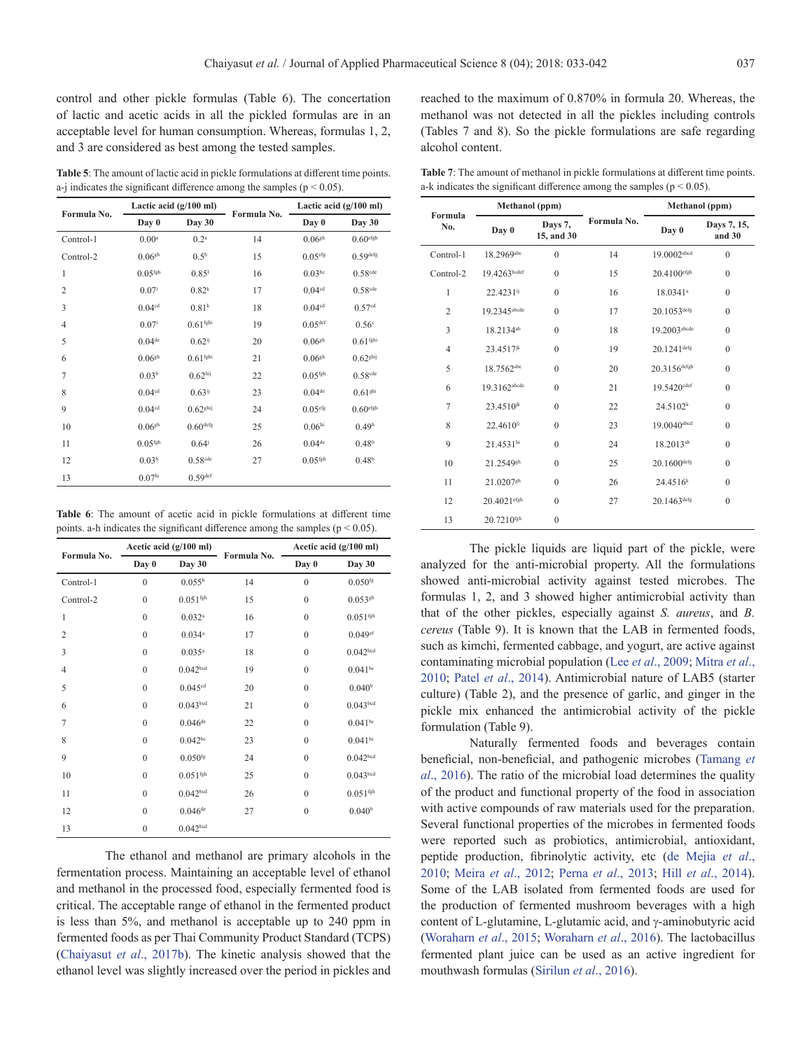control and other pickle formulas (Table 6). The concertation of lactic and acetic acids in all the pickled formulas are in an acceptable level for human consumption. Whereas, formulas 1, 2, and 3 are considered as best among the tested samples.

**Table 5**: The amount of lactic acid in pickle formulations at different time points. a-j indicates the significant difference among the samples ($p < 0.05$).

| Formula No. | Lactic acid (g/100 ml) | | Formula No. | Lactic acid (g/100 ml) | |
|---|---|---|---|---|---|
| | Day 0 | Day 30 | | Day 0 | Day 30 |
| Control-1 | 0.00[a] | 0.2[a] | 14 | 0.06[gh] | 0.60[efgh] |
| Control-2 | 0.06[gh] | 0.5[b] | 15 | 0.05[efg] | 0.59[defg] |
| 1 | 0.05[fgh] | 0.85[l] | 16 | 0.03[bc] | 0.58[cde] |
| 2 | 0.07[i] | 0.82[k] | 17 | 0.04[cd] | 0.58[cde] |
| 3 | 0.04[cd] | 0.81[k] | 18 | 0.04[cd] | 0.57[cd] |
| 4 | 0.07[i] | 0.61[fghi] | 19 | 0.05[def] | 0.56[c] |
| 5 | 0.04[de] | 0.62[ij] | 20 | 0.06[gh] | 0.61[fghi] |
| 6 | 0.06[gh] | 0.61[fghi] | 21 | 0.06[gh] | 0.62[ghij] |
| 7 | 0.03[b] | 0.62[hij] | 22 | 0.05[fgh] | 0.58[cde] |
| 8 | 0.04[cd] | 0.63[ij] | 23 | 0.04[de] | 0.61[ghi] |
| 9 | 0.04[cd] | 0.62[ghij] | 24 | 0.05[efg] | 0.60[efgh] |
| 10 | 0.06[gh] | 0.60[defg] | 25 | 0.06[hi] | 0.49[b] |
| 11 | 0.05[fgh] | 0.64[j] | 26 | 0.04[de] | 0.48[b] |
| 12 | 0.03[b] | 0.58[cde] | 27 | 0.05[fgh] | 0.48[b] |
| 13 | 0.07[hi] | 0.59[def] | | | |

**Table 6**: The amount of acetic acid in pickle formulations at different time points. a-h indicates the significant difference among the samples ($p < 0.05$).

| Formula No. | Acetic acid (g/100 ml) | | Formula No. | Acetic acid (g/100 ml) | |
|---|---|---|---|---|---|
| | Day 0 | Day 30 | | Day 0 | Day 30 |
| Control-1 | 0 | 0.055[h] | 14 | 0 | 0.050[fg] |
| Control-2 | 0 | 0.051[fgh] | 15 | 0 | 0.053[gh] |
| 1 | 0 | 0.032[a] | 16 | 0 | 0.051[fgh] |
| 2 | 0 | 0.034[a] | 17 | 0 | 0.049[ef] |
| 3 | 0 | 0.035[a] | 18 | 0 | 0.042[bcd] |
| 4 | 0 | 0.042[bcd] | 19 | 0 | 0.041[bc] |
| 5 | 0 | 0.045[cd] | 20 | 0 | 0.040[b] |
| 6 | 0 | 0.043[bcd] | 21 | 0 | 0.043[bcd] |
| 7 | 0 | 0.046[de] | 22 | 0 | 0.041[bc] |
| 8 | 0 | 0.042[bc] | 23 | 0 | 0.041[bc] |
| 9 | 0 | 0.050[fg] | 24 | 0 | 0.042[bcd] |
| 10 | 0 | 0.051[fgh] | 25 | 0 | 0.043[bcd] |
| 11 | 0 | 0.042[bcd] | 26 | 0 | 0.051[fgh] |
| 12 | 0 | 0.046[de] | 27 | 0 | 0.040[b] |
| 13 | 0 | 0.042[bcd] | | | |

The ethanol and methanol are primary alcohols in the fermentation process. Maintaining an acceptable level of ethanol and methanol in the processed food, especially fermented food is critical. The acceptable range of ethanol in the fermented product is less than 5%, and methanol is acceptable up to 240 ppm in fermented foods as per Thai Community Product Standard (TCPS) (Chaiyasut *et al*., 2017b). The kinetic analysis showed that the ethanol level was slightly increased over the period in pickles and reached to the maximum of 0.870% in formula 20. Whereas, the methanol was not detected in all the pickles including controls (Tables 7 and 8). So the pickle formulations are safe regarding alcohol content.

**Table 7**: The amount of methanol in pickle formulations at different time points. a-k indicates the significant difference among the samples ($p < 0.05$).

| Formula No. | Methanol (ppm) | | Formula No. | Methanol (ppm) | |
|---|---|---|---|---|---|
| | Day 0 | Days 7, 15, and 30 | | Day 0 | Days 7, 15, and 30 |
| Control-1 | 18.2969[abc] | 0 | 14 | 19.0002[abcd] | 0 |
| Control-2 | 19.4263[bcdef] | 0 | 15 | 20.4100[efgh] | 0 |
| 1 | 22.4231[ij] | 0 | 16 | 18.0341[a] | 0 |
| 2 | 19.2345[abcde] | 0 | 17 | 20.1053[defg] | 0 |
| 3 | 18.2134[ab] | 0 | 18 | 19.2003[abcde] | 0 |
| 4 | 23.4517[jk] | 0 | 19 | 20.1241[defg] | 0 |
| 5 | 18.7562[abc] | 0 | 20 | 20.3156[defgh] | 0 |
| 6 | 19.3162[abcde] | 0 | 21 | 19.5420[cdef] | 0 |
| 7 | 23.4510[jk] | 0 | 22 | 24.5102[k] | 0 |
| 8 | 22.4610[ij] | 0 | 23 | 19.0040[abcd] | 0 |
| 9 | 21.4531[hi] | 0 | 24 | 18.2013[ab] | 0 |
| 10 | 21.2549[gh] | 0 | 25 | 20.1600[defg] | 0 |
| 11 | 21.0207[gh] | 0 | 26 | 24.4516[k] | 0 |
| 12 | 20.4021[efgh] | 0 | 27 | 20.1463[defg] | 0 |
| 13 | 20.7210[fgh] | 0 | | | |

The pickle liquids are liquid part of the pickle, were analyzed for the anti-microbial property. All the formulations showed anti-microbial activity against tested microbes. The formulas 1, 2, and 3 showed higher antimicrobial activity than that of the other pickles, especially against *S. aureus*, and *B. cereus* (Table 9). It is known that the LAB in fermented foods, such as kimchi, fermented cabbage, and yogurt, are active against contaminating microbial population (Lee *et al*., 2009; Mitra *et al*., 2010; Patel *et al*., 2014). Antimicrobial nature of LAB5 (starter culture) (Table 2), and the presence of garlic, and ginger in the pickle mix enhanced the antimicrobial activity of the pickle formulation (Table 9).

Naturally fermented foods and beverages contain beneficial, non-beneficial, and pathogenic microbes (Tamang *et al*., 2016). The ratio of the microbial load determines the quality of the product and functional property of the food in association with active compounds of raw materials used for the preparation. Several functional properties of the microbes in fermented foods were reported such as probiotics, antimicrobial, antioxidant, peptide production, fibrinolytic activity, etc (de Mejia *et al*., 2010; Meira *et al*., 2012; Perna *et al*., 2013; Hill *et al*., 2014). Some of the LAB isolated from fermented foods are used for the production of fermented mushroom beverages with a high content of L-glutamine, L-glutamic acid, and γ-aminobutyric acid (Woraharn *et al*., 2015; Woraharn *et al*., 2016). The lactobacillus fermented plant juice can be used as an active ingredient for mouthwash formulas (Sirilun *et al*., 2016).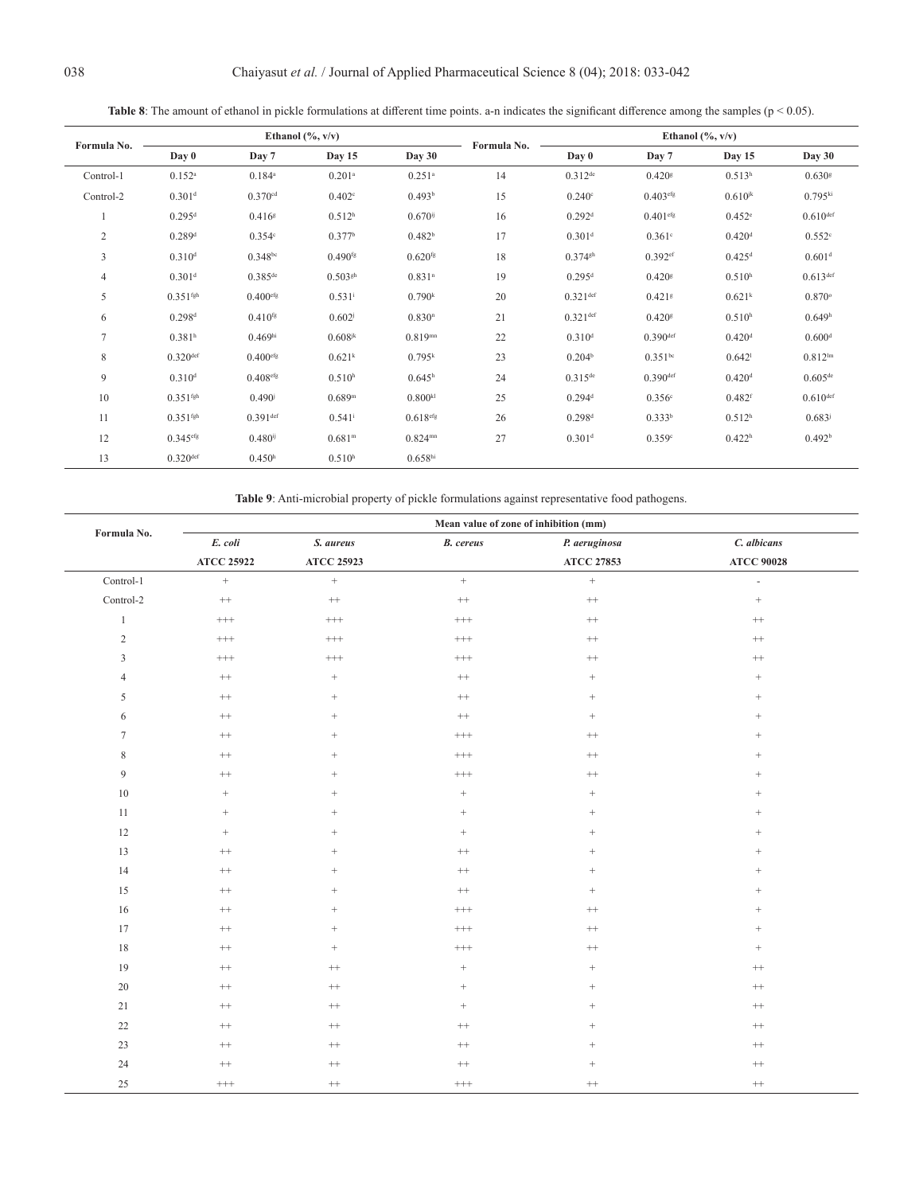**Table 8**: The amount of ethanol in pickle formulations at different time points. a-n indicates the significant difference among the samples ($p < 0.05$).

| Formula No. | Ethanol (%, v/v) | | | | Formula No. | Ethanol (%, v/v) | | | |
|---|---|---|---|---|---|---|---|---|---|
| | Day 0 | Day 7 | Day 15 | Day 30 | | Day 0 | Day 7 | Day 15 | Day 30 |
| Control-1 | $0.152^{a}$ | $0.184^{a}$ | $0.201^{a}$ | $0.251^{a}$ | 14 | $0.312^{de}$ | $0.420^{g}$ | $0.513^{h}$ | $0.630^{g}$ |
| Control-2 | $0.301^{d}$ | $0.370^{cd}$ | $0.402^{c}$ | $0.493^{b}$ | 15 | $0.240^{c}$ | $0.403^{efg}$ | $0.610^{jk}$ | $0.795^{kl}$ |
| 1 | $0.295^{d}$ | $0.416^{g}$ | $0.512^{h}$ | $0.670^{ij}$ | 16 | $0.292^{d}$ | $0.401^{efg}$ | $0.452^{e}$ | $0.610^{def}$ |
| 2 | $0.289^{d}$ | $0.354^{c}$ | $0.377^{b}$ | $0.482^{b}$ | 17 | $0.301^{d}$ | $0.361^{c}$ | $0.420^{d}$ | $0.552^{c}$ |
| 3 | $0.310^{d}$ | $0.348^{bc}$ | $0.490^{fg}$ | $0.620^{fg}$ | 18 | $0.374^{gh}$ | $0.392^{ef}$ | $0.425^{d}$ | $0.601^{d}$ |
| 4 | $0.301^{d}$ | $0.385^{de}$ | $0.503^{gh}$ | $0.831^{n}$ | 19 | $0.295^{d}$ | $0.420^{g}$ | $0.510^{h}$ | $0.613^{def}$ |
| 5 | $0.351^{fgh}$ | $0.400^{efg}$ | $0.531^{i}$ | $0.790^{k}$ | 20 | $0.321^{def}$ | $0.421^{g}$ | $0.621^{k}$ | $0.870^{o}$ |
| 6 | $0.298^{d}$ | $0.410^{fg}$ | $0.602^{j}$ | $0.830^{n}$ | 21 | $0.321^{def}$ | $0.420^{g}$ | $0.510^{h}$ | $0.649^{h}$ |
| 7 | $0.381^{h}$ | $0.469^{hi}$ | $0.608^{jk}$ | $0.819^{mn}$ | 22 | $0.310^{d}$ | $0.390^{def}$ | $0.420^{d}$ | $0.600^{d}$ |
| 8 | $0.320^{def}$ | $0.400^{efg}$ | $0.621^{k}$ | $0.795^{k}$ | 23 | $0.204^{b}$ | $0.351^{bc}$ | $0.642^{l}$ | $0.812^{lm}$ |
| 9 | $0.310^{d}$ | $0.408^{efg}$ | $0.510^{h}$ | $0.645^{h}$ | 24 | $0.315^{de}$ | $0.390^{def}$ | $0.420^{d}$ | $0.605^{de}$ |
| 10 | $0.351^{fgh}$ | $0.490^{j}$ | $0.689^{m}$ | $0.800^{kl}$ | 25 | $0.294^{d}$ | $0.356^{c}$ | $0.482^{f}$ | $0.610^{def}$ |
| 11 | $0.351^{fgh}$ | $0.391^{def}$ | $0.541^{i}$ | $0.618^{efg}$ | 26 | $0.298^{d}$ | $0.333^{b}$ | $0.512^{h}$ | $0.683^{j}$ |
| 12 | $0.345^{efg}$ | $0.480^{ij}$ | $0.681^{m}$ | $0.824^{mn}$ | 27 | $0.301^{d}$ | $0.359^{c}$ | $0.422^{h}$ | $0.492^{b}$ |
| 13 | $0.320^{def}$ | $0.450^{h}$ | $0.510^{h}$ | $0.658^{hi}$ | | | | | |

**Table 9**: Anti-microbial property of pickle formulations against representative food pathogens.

| Formula No. | Mean value of zone of inhibition (mm) | | | | |
|---|---|---|---|---|---|
| | *E. coli* ATCC 25922 | *S. aureus* ATCC 25923 | *B. cereus* | *P. aeruginosa* ATCC 27853 | *C. albicans* ATCC 90028 |
| Control-1 | + | + | + | + | - |
| Control-2 | ++ | ++ | ++ | ++ | + |
| 1 | +++ | +++ | +++ | ++ | ++ |
| 2 | +++ | +++ | +++ | ++ | ++ |
| 3 | +++ | +++ | +++ | ++ | ++ |
| 4 | ++ | + | ++ | + | + |
| 5 | ++ | + | ++ | + | + |
| 6 | ++ | + | ++ | + | + |
| 7 | ++ | + | +++ | ++ | + |
| 8 | ++ | + | +++ | ++ | + |
| 9 | ++ | + | +++ | ++ | + |
| 10 | + | + | + | + | + |
| 11 | + | + | + | + | + |
| 12 | + | + | + | + | + |
| 13 | ++ | + | ++ | + | + |
| 14 | ++ | + | ++ | + | + |
| 15 | ++ | + | ++ | + | + |
| 16 | ++ | + | +++ | ++ | + |
| 17 | ++ | + | +++ | ++ | + |
| 18 | ++ | + | +++ | ++ | + |
| 19 | ++ | ++ | + | + | ++ |
| 20 | ++ | ++ | + | + | ++ |
| 21 | ++ | ++ | + | + | ++ |
| 22 | ++ | ++ | ++ | + | ++ |
| 23 | ++ | ++ | ++ | + | ++ |
| 24 | ++ | ++ | ++ | + | ++ |
| 25 | +++ | ++ | +++ | ++ | ++ |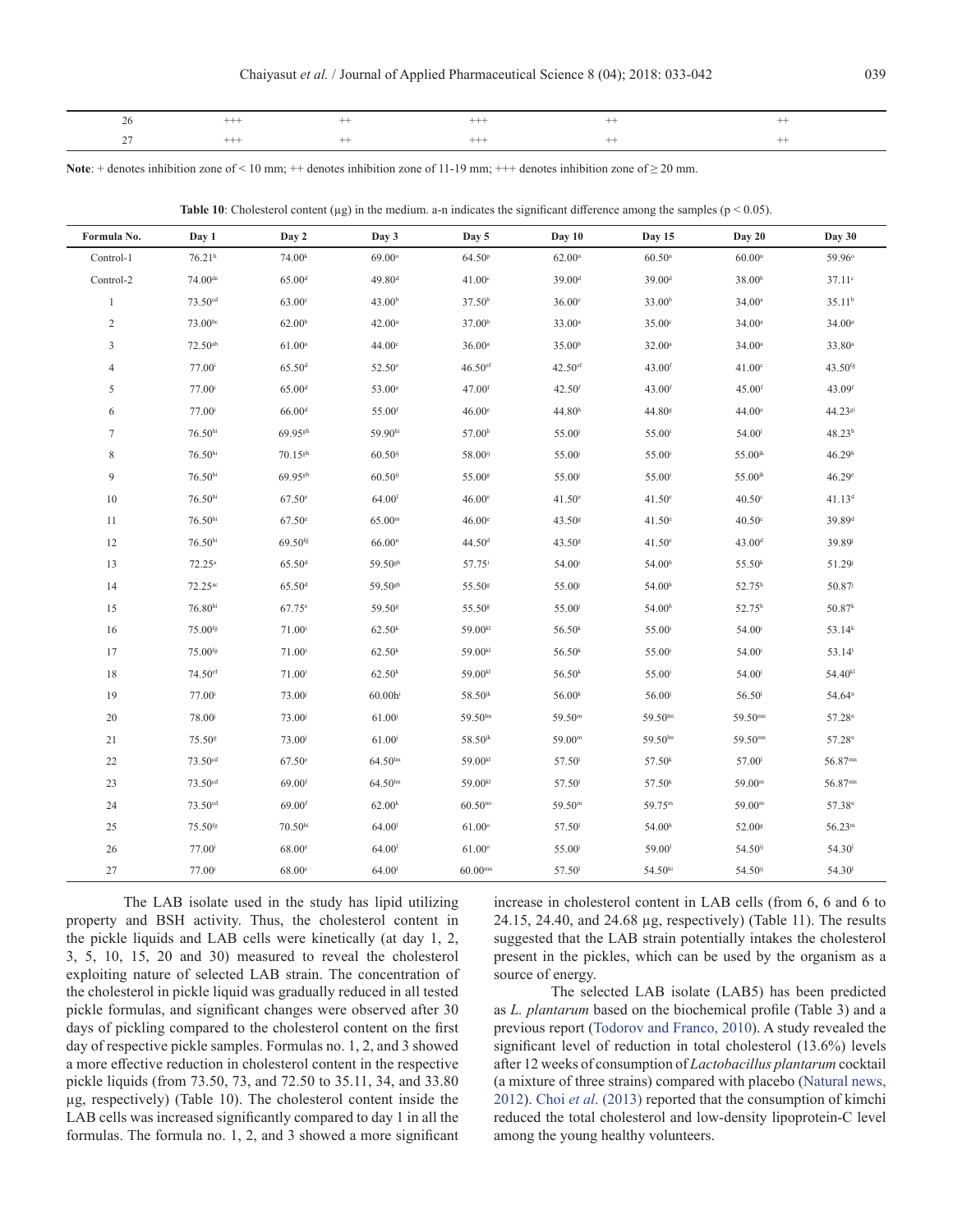| 26 | +++ | ++ | +++ | ++ | ++ |
|---|---|---|---|---|---|
| 27 | +++ | ++ | +++ | ++ | ++ |

**Note**: + denotes inhibition zone of < 10 mm; ++ denotes inhibition zone of 11-19 mm; +++ denotes inhibition zone of ≥ 20 mm.

**Table 10**: Cholesterol content (µg) in the medium. a-n indicates the significant difference among the samples ($p < 0.05$).

| Formula No. | Day 1 | Day 2 | Day 3 | Day 5 | Day 10 | Day 15 | Day 20 | Day 30 |
|---|---|---|---|---|---|---|---|---|
| Control-1 | 76.21[h] | 74.00[k] | 69.00[o] | 64.50[p] | 62.00[n] | 60.50[n] | 60.00[n] | 59.96[o] |
| Control-2 | 74.00[de] | 65.00[d] | 49.80[d] | 41.00[c] | 39.00[d] | 39.00[d] | 38.00[b] | 37.11[c] |
| 1 | 73.50[cd] | 63.00[c] | 43.00[b] | 37.50[b] | 36.00[c] | 33.00[b] | 34.00[a] | 35.11[b] |
| 2 | 73.00[bc] | 62.00[b] | 42.00[a] | 37.00[b] | 33.00[a] | 35.00[c] | 34.00[a] | 34.00[a] |
| 3 | 72.50[ab] | 61.00[a] | 44.00[c] | 36.00[a] | 35.00[b] | 32.00[a] | 34.00[a] | 33.80[a] |
| 4 | 77.00[i] | 65.50[d] | 52.50[e] | 46.50[ef] | 42.50[ef] | 43.00[f] | 41.00[c] | 43.50[fg] |
| 5 | 77.00[i] | 65.00[d] | 53.00[e] | 47.00[f] | 42.50[f] | 43.00[f] | 45.00[f] | 43.09[f] |
| 6 | 77.00[i] | 66.00[d] | 55.00[f] | 46.00[e] | 44.80[h] | 44.80[g] | 44.00[e] | 44.23[gi] |
| 7 | 76.50[hi] | 69.95[gh] | 59.90[hi] | 57.00[h] | 55.00[j] | 55.00[i] | 54.00[i] | 48.23[h] |
| 8 | 76.50[hi] | 70.15[gh] | 60.50[ij] | 58.00[ij] | 55.00[j] | 55.00[i] | 55.00[jk] | 46.29[h] |
| 9 | 76.50[hi] | 69.95[gh] | 60.50[ij] | 55.00[g] | 55.00[j] | 55.00[i] | 55.00[jk] | 46.29[e] |
| 10 | 76.50[hi] | 67.50[e] | 64.00[l] | 46.00[e] | 41.50[e] | 41.50[e] | 40.50[c] | 41.13[d] |
| 11 | 76.50[hi] | 67.50[e] | 65.00[m] | 46.00[e] | 43.50[g] | 41.50[e] | 40.50[c] | 39.89[d] |
| 12 | 76.50[hi] | 69.50[fg] | 66.00[n] | 44.50[d] | 43.50[g] | 41.50[e] | 43.00[d] | 39.89[j] |
| 13 | 72.25[a] | 65.50[d] | 59.50[gh] | 57.75[i] | 54.00[i] | 54.00[h] | 55.50[k] | 51.29[j] |
| 14 | 72.25[ac] | 65.50[d] | 59.50[gh] | 55.50[g] | 55.00[j] | 54.00[h] | 52.75[h] | 50.87[j] |
| 15 | 76.80[hi] | 67.75[e] | 59.50[g] | 55.50[g] | 55.00[j] | 54.00[h] | 52.75[h] | 50.87[k] |
| 16 | 75.00[fg] | 71.00[i] | 62.50[k] | 59.00[kl] | 56.50[k] | 55.00[i] | 54.00[i] | 53.14[k] |
| 17 | 75.00[fg] | 71.00[i] | 62.50[k] | 59.00[kl] | 56.50[k] | 55.00[i] | 54.00[i] | 53.14[l] |
| 18 | 74.50[ef] | 71.00[i] | 62.50[k] | 59.00[kl] | 56.50[k] | 55.00[i] | 54.00[i] | 54.40[kl] |
| 19 | 77.00[i] | 73.00[j] | 60.00h[i] | 58.50[jk] | 56.00[k] | 56.00[j] | 56.50[l] | 54.64[n] |
| 20 | 78.00[j] | 73.00[j] | 61.00[j] | 59.50[lm] | 59.50[m] | 59.50[lm] | 59.50[mn] | 57.28[n] |
| 21 | 75.50[g] | 73.00[j] | 61.00[j] | 58.50[jk] | 59.00[m] | 59.50[lm] | 59.50[mn] | 57.28[n] |
| 22 | 73.50[cd] | 67.50[e] | 64.50[lm] | 59.00[kl] | 57.50[l] | 57.50[k] | 57.00[l] | 56.87[mn] |
| 23 | 73.50[cd] | 69.00[f] | 64.50[lm] | 59.00[kl] | 57.50[l] | 57.50[k] | 59.00[m] | 56.87[mn] |
| 24 | 73.50[cd] | 69.00[f] | 62.00[k] | 60.50[no] | 59.50[m] | 59.75[m] | 59.00[m] | 57.38[n] |
| 25 | 75.50[fg] | 70.50[hi] | 64.00[l] | 61.00[o] | 57.50[l] | 54.00[h] | 52.00[g] | 56.23[m] |
| 26 | 77.00[i] | 68.00[e] | 64.00[l] | 61.00[o] | 55.00[j] | 59.00[l] | 54.50[ij] | 54.30[l] |
| 27 | 77.00[i] | 68.00[e] | 64.00[l] | 60.00[mn] | 57.50[l] | 54.50[hi] | 54.50[ij] | 54.30[l] |

The LAB isolate used in the study has lipid utilizing property and BSH activity. Thus, the cholesterol content in the pickle liquids and LAB cells were kinetically (at day 1, 2, 3, 5, 10, 15, 20 and 30) measured to reveal the cholesterol exploiting nature of selected LAB strain. The concentration of the cholesterol in pickle liquid was gradually reduced in all tested pickle formulas, and significant changes were observed after 30 days of pickling compared to the cholesterol content on the first day of respective pickle samples. Formulas no. 1, 2, and 3 showed a more effective reduction in cholesterol content in the respective pickle liquids (from 73.50, 73, and 72.50 to 35.11, 34, and 33.80 µg, respectively) (Table 10). The cholesterol content inside the LAB cells was increased significantly compared to day 1 in all the formulas. The formula no. 1, 2, and 3 showed a more significant increase in cholesterol content in LAB cells (from 6, 6 and 6 to 24.15, 24.40, and 24.68 µg, respectively) (Table 11). The results suggested that the LAB strain potentially intakes the cholesterol present in the pickles, which can be used by the organism as a source of energy.

The selected LAB isolate (LAB5) has been predicted as *L. plantarum* based on the biochemical profile (Table 3) and a previous report (Todorov and Franco, 2010). A study revealed the significant level of reduction in total cholesterol (13.6%) levels after 12 weeks of consumption of *Lactobacillus plantarum* cocktail (a mixture of three strains) compared with placebo (Natural news, 2012). Choi *et al*. (2013) reported that the consumption of kimchi reduced the total cholesterol and low-density lipoprotein-C level among the young healthy volunteers.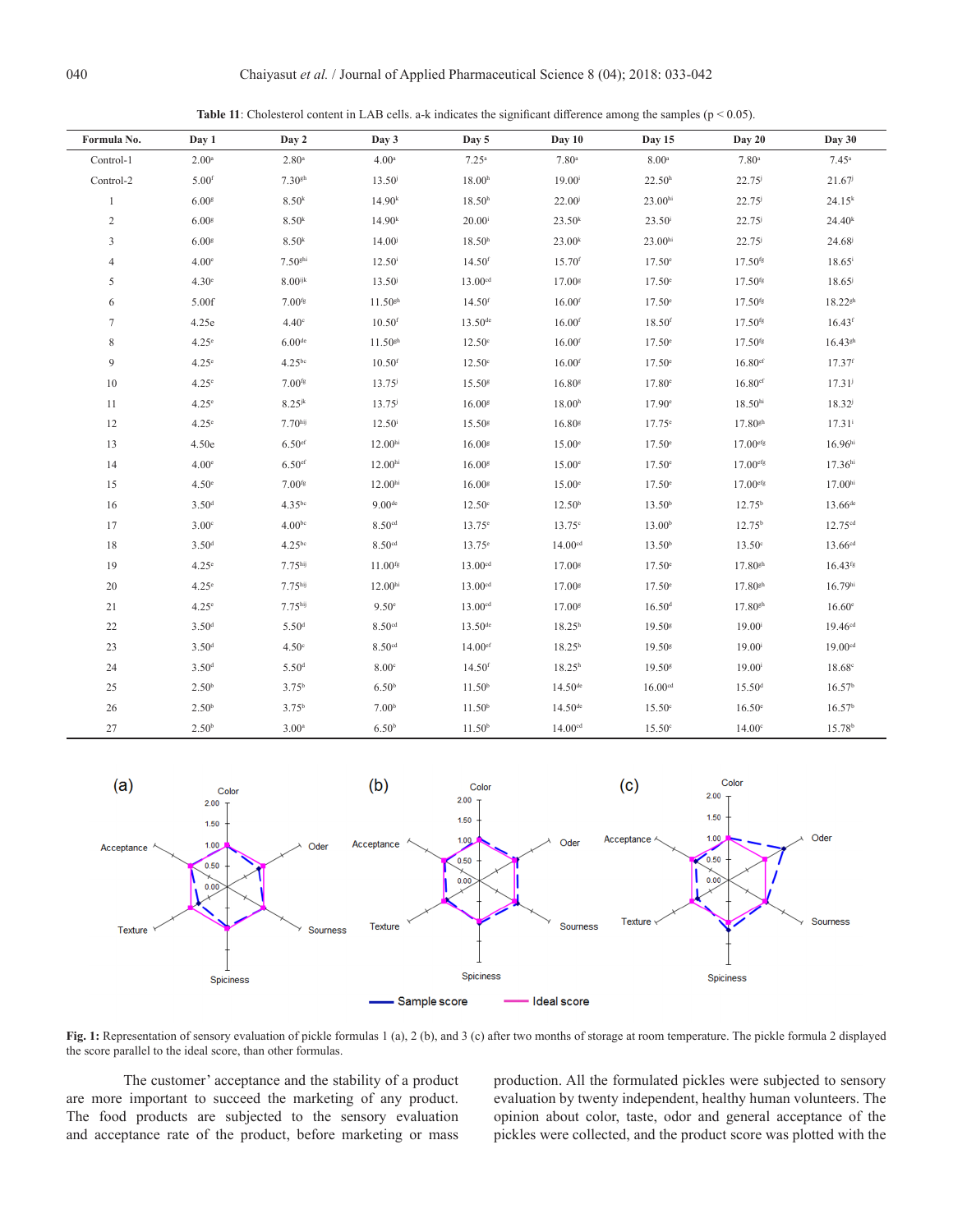**Table 11**: Cholesterol content in LAB cells. a-k indicates the significant difference among the samples (p < 0.05).

| Formula No. | Day 1 | Day 2 | Day 3 | Day 5 | Day 10 | Day 15 | Day 20 | Day 30 |
|---|---|---|---|---|---|---|---|---|
| Control-1 | 2.00[a] | 2.80[a] | 4.00[a] | 7.25[a] | 7.80[a] | 8.00[a] | 7.80[a] | 7.45[a] |
| Control-2 | 5.00[f] | 7.30[gh] | 13.50[j] | 18.00[h] | 19.00[i] | 22.50[h] | 22.75[j] | 21.67[j] |
| 1 | 6.00[g] | 8.50[k] | 14.90[k] | 18.50[h] | 22.00[j] | 23.00[hi] | 22.75[j] | 24.15[k] |
| 2 | 6.00[g] | 8.50[k] | 14.90[k] | 20.00[i] | 23.50[k] | 23.50[i] | 22.75[j] | 24.40[k] |
| 3 | 6.00[g] | 8.50[k] | 14.00[j] | 18.50[h] | 23.00[k] | 23.00[hi] | 22.75[j] | 24.68[j] |
| 4 | 4.00[e] | 7.50[ghi] | 12.50[i] | 14.50[f] | 15.70[f] | 17.50[e] | 17.50[fg] | 18.65[i] |
| 5 | 4.30[e] | 8.00[ijk] | 13.50[j] | 13.00[cd] | 17.00[g] | 17.50[e] | 17.50[fg] | 18.65[j] |
| 6 | 5.00f | 7.00[fg] | 11.50[gh] | 14.50[f] | 16.00[f] | 17.50[e] | 17.50[fg] | 18.22[gh] |
| 7 | 4.25e | 4.40[c] | 10.50[f] | 13.50[de] | 16.00[f] | 18.50[f] | 17.50[fg] | 16.43[f] |
| 8 | 4.25[e] | 6.00[de] | 11.50[gh] | 12.50[c] | 16.00[f] | 17.50[e] | 17.50[fg] | 16.43[gh] |
| 9 | 4.25[e] | 4.25[bc] | 10.50[f] | 12.50[c] | 16.00[f] | 17.50[e] | 16.80[ef] | 17.37[f] |
| 10 | 4.25[e] | 7.00[fg] | 13.75[j] | 15.50[g] | 16.80[g] | 17.80[e] | 16.80[ef] | 17.31[j] |
| 11 | 4.25[e] | 8.25[jk] | 13.75[j] | 16.00[g] | 18.00[h] | 17.90[e] | 18.50[hi] | 18.32[j] |
| 12 | 4.25[e] | 7.70[hij] | 12.50[i] | 15.50[g] | 16.80[g] | 17.75[e] | 17.80[gh] | 17.31[i] |
| 13 | 4.50e | 6.50[ef] | 12.00[hi] | 16.00[g] | 15.00[e] | 17.50[e] | 17.00[efg] | 16.96[hi] |
| 14 | 4.00[e] | 6.50[ef] | 12.00[hi] | 16.00[g] | 15.00[e] | 17.50[e] | 17.00[efg] | 17.36[hi] |
| 15 | 4.50[e] | 7.00[fg] | 12.00[hi] | 16.00[g] | 15.00[e] | 17.50[e] | 17.00[efg] | 17.00[hi] |
| 16 | 3.50[d] | 4.35[bc] | 9.00[de] | 12.50[c] | 12.50[b] | 13.50[b] | 12.75[b] | 13.66[de] |
| 17 | 3.00[c] | 4.00[bc] | 8.50[cd] | 13.75[e] | 13.75[c] | 13.00[b] | 12.75[b] | 12.75[cd] |
| 18 | 3.50[d] | 4.25[bc] | 8.50[cd] | 13.75[e] | 14.00[cd] | 13.50[b] | 13.50[c] | 13.66[cd] |
| 19 | 4.25[e] | 7.75[hij] | 11.00[fg] | 13.00[cd] | 17.00[g] | 17.50[e] | 17.80[gh] | 16.43[fg] |
| 20 | 4.25[e] | 7.75[hij] | 12.00[hi] | 13.00[cd] | 17.00[g] | 17.50[e] | 17.80[gh] | 16.79[hi] |
| 21 | 4.25[e] | 7.75[hij] | 9.50[e] | 13.00[cd] | 17.00[g] | 16.50[d] | 17.80[gh] | 16.60[e] |
| 22 | 3.50[d] | 5.50[d] | 8.50[cd] | 13.50[de] | 18.25[h] | 19.50[g] | 19.00[i] | 19.46[cd] |
| 23 | 3.50[d] | 4.50[c] | 8.50[cd] | 14.00[ef] | 18.25[h] | 19.50[g] | 19.00[i] | 19.00[cd] |
| 24 | 3.50[d] | 5.50[d] | 8.00[c] | 14.50[f] | 18.25[h] | 19.50[g] | 19.00[i] | 18.68[c] |
| 25 | 2.50[b] | 3.75[b] | 6.50[b] | 11.50[b] | 14.50[de] | 16.00[cd] | 15.50[d] | 16.57[b] |
| 26 | 2.50[b] | 3.75[b] | 7.00[b] | 11.50[b] | 14.50[de] | 15.50[c] | 16.50[e] | 16.57[b] |
| 27 | 2.50[b] | 3.00[a] | 6.50[b] | 11.50[b] | 14.00[cd] | 15.50[c] | 14.00[c] | 15.78[b] |

**Fig. 1:** Representation of sensory evaluation of pickle formulas 1 (a), 2 (b), and 3 (c) after two months of storage at room temperature. The pickle formula 2 displayed the score parallel to the ideal score, than other formulas.

The customer' acceptance and the stability of a product are more important to succeed the marketing of any product. The food products are subjected to the sensory evaluation and acceptance rate of the product, before marketing or mass production. All the formulated pickles were subjected to sensory evaluation by twenty independent, healthy human volunteers. The opinion about color, taste, odor and general acceptance of the pickles were collected, and the product score was plotted with the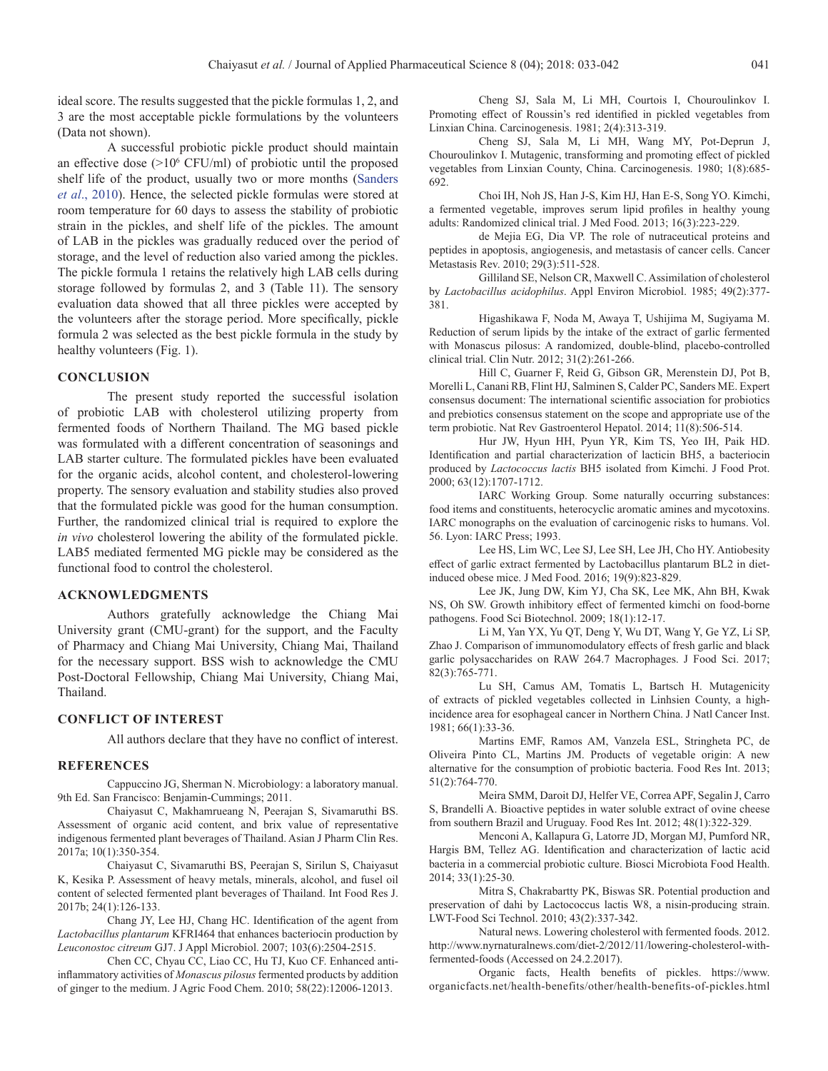ideal score. The results suggested that the pickle formulas 1, 2, and 3 are the most acceptable pickle formulations by the volunteers (Data not shown).

A successful probiotic pickle product should maintain an effective dose (>$10^6$ CFU/ml) of probiotic until the proposed shelf life of the product, usually two or more months (Sanders *et al*., 2010). Hence, the selected pickle formulas were stored at room temperature for 60 days to assess the stability of probiotic strain in the pickles, and shelf life of the pickles. The amount of LAB in the pickles was gradually reduced over the period of storage, and the level of reduction also varied among the pickles. The pickle formula 1 retains the relatively high LAB cells during storage followed by formulas 2, and 3 (Table 11). The sensory evaluation data showed that all three pickles were accepted by the volunteers after the storage period. More specifically, pickle formula 2 was selected as the best pickle formula in the study by healthy volunteers (Fig. 1).

## CONCLUSION

The present study reported the successful isolation of probiotic LAB with cholesterol utilizing property from fermented foods of Northern Thailand. The MG based pickle was formulated with a different concentration of seasonings and LAB starter culture. The formulated pickles have been evaluated for the organic acids, alcohol content, and cholesterol-lowering property. The sensory evaluation and stability studies also proved that the formulated pickle was good for the human consumption. Further, the randomized clinical trial is required to explore the *in vivo* cholesterol lowering the ability of the formulated pickle. LAB5 mediated fermented MG pickle may be considered as the functional food to control the cholesterol.

## ACKNOWLEDGMENTS

Authors gratefully acknowledge the Chiang Mai University grant (CMU-grant) for the support, and the Faculty of Pharmacy and Chiang Mai University, Chiang Mai, Thailand for the necessary support. BSS wish to acknowledge the CMU Post-Doctoral Fellowship, Chiang Mai University, Chiang Mai, Thailand.

## CONFLICT OF INTEREST

All authors declare that they have no conflict of interest.

## REFERENCES

Cappuccino JG, Sherman N. Microbiology: a laboratory manual. 9th Ed. San Francisco: Benjamin-Cummings; 2011.

Chaiyasut C, Makhamrueang N, Peerajan S, Sivamaruthi BS. Assessment of organic acid content, and brix value of representative indigenous fermented plant beverages of Thailand. Asian J Pharm Clin Res. 2017a; 10(1):350-354.

Chaiyasut C, Sivamaruthi BS, Peerajan S, Sirilun S, Chaiyasut K, Kesika P. Assessment of heavy metals, minerals, alcohol, and fusel oil content of selected fermented plant beverages of Thailand. Int Food Res J. 2017b; 24(1):126-133.

Chang JY, Lee HJ, Chang HC. Identification of the agent from *Lactobacillus plantarum* KFRI464 that enhances bacteriocin production by *Leuconostoc citreum* GJ7. J Appl Microbiol. 2007; 103(6):2504-2515.

Chen CC, Chyau CC, Liao CC, Hu TJ, Kuo CF. Enhanced anti-inflammatory activities of *Monascus pilosus* fermented products by addition of ginger to the medium. J Agric Food Chem. 2010; 58(22):12006-12013.

Cheng SJ, Sala M, Li MH, Courtois I, Chouroulinkov I. Promoting effect of Roussin's red identified in pickled vegetables from Linxian China. Carcinogenesis. 1981; 2(4):313-319.

Cheng SJ, Sala M, Li MH, Wang MY, Pot-Deprun J, Chouroulinkov I. Mutagenic, transforming and promoting effect of pickled vegetables from Linxian County, China. Carcinogenesis. 1980; 1(8):685-692.

Choi IH, Noh JS, Han J-S, Kim HJ, Han E-S, Song YO. Kimchi, a fermented vegetable, improves serum lipid profiles in healthy young adults: Randomized clinical trial. J Med Food. 2013; 16(3):223-229.

de Mejia EG, Dia VP. The role of nutraceutical proteins and peptides in apoptosis, angiogenesis, and metastasis of cancer cells. Cancer Metastasis Rev. 2010; 29(3):511-528.

Gilliland SE, Nelson CR, Maxwell C. Assimilation of cholesterol by *Lactobacillus acidophilus*. Appl Environ Microbiol. 1985; 49(2):377-381.

Higashikawa F, Noda M, Awaya T, Ushijima M, Sugiyama M. Reduction of serum lipids by the intake of the extract of garlic fermented with Monascus pilosus: A randomized, double-blind, placebo-controlled clinical trial. Clin Nutr. 2012; 31(2):261-266.

Hill C, Guarner F, Reid G, Gibson GR, Merenstein DJ, Pot B, Morelli L, Canani RB, Flint HJ, Salminen S, Calder PC, Sanders ME. Expert consensus document: The international scientific association for probiotics and prebiotics consensus statement on the scope and appropriate use of the term probiotic. Nat Rev Gastroenterol Hepatol. 2014; 11(8):506-514.

Hur JW, Hyun HH, Pyun YR, Kim TS, Yeo IH, Paik HD. Identification and partial characterization of lacticin BH5, a bacteriocin produced by *Lactococcus lactis* BH5 isolated from Kimchi. J Food Prot. 2000; 63(12):1707-1712.

IARC Working Group. Some naturally occurring substances: food items and constituents, heterocyclic aromatic amines and mycotoxins. IARC monographs on the evaluation of carcinogenic risks to humans. Vol. 56. Lyon: IARC Press; 1993.

Lee HS, Lim WC, Lee SJ, Lee SH, Lee JH, Cho HY. Antiobesity effect of garlic extract fermented by Lactobacillus plantarum BL2 in diet-induced obese mice. J Med Food. 2016; 19(9):823-829.

Lee JK, Jung DW, Kim YJ, Cha SK, Lee MK, Ahn BH, Kwak NS, Oh SW. Growth inhibitory effect of fermented kimchi on food-borne pathogens. Food Sci Biotechnol. 2009; 18(1):12-17.

Li M, Yan YX, Yu QT, Deng Y, Wu DT, Wang Y, Ge YZ, Li SP, Zhao J. Comparison of immunomodulatory effects of fresh garlic and black garlic polysaccharides on RAW 264.7 Macrophages. J Food Sci. 2017; 82(3):765-771.

Lu SH, Camus AM, Tomatis L, Bartsch H. Mutagenicity of extracts of pickled vegetables collected in Linhsien County, a high-incidence area for esophageal cancer in Northern China. J Natl Cancer Inst. 1981; 66(1):33-36.

Martins EMF, Ramos AM, Vanzela ESL, Stringheta PC, de Oliveira Pinto CL, Martins JM. Products of vegetable origin: A new alternative for the consumption of probiotic bacteria. Food Res Int. 2013; 51(2):764-770.

Meira SMM, Daroit DJ, Helfer VE, Correa APF, Segalin J, Carro S, Brandelli A. Bioactive peptides in water soluble extract of ovine cheese from southern Brazil and Uruguay. Food Res Int. 2012; 48(1):322-329.

Menconi A, Kallapura G, Latorre JD, Morgan MJ, Pumford NR, Hargis BM, Tellez AG. Identification and characterization of lactic acid bacteria in a commercial probiotic culture. Biosci Microbiota Food Health. 2014; 33(1):25-30.

Mitra S, Chakrabartty PK, Biswas SR. Potential production and preservation of dahi by Lactococcus lactis W8, a nisin-producing strain. LWT-Food Sci Technol. 2010; 43(2):337-342.

Natural news. Lowering cholesterol with fermented foods. 2012. http://www.nyrnaturalnews.com/diet-2/2012/11/lowering-cholesterol-with-fermented-foods (Accessed on 24.2.2017).

Organic facts, Health benefits of pickles. https://www.organicfacts.net/health-benefits/other/health-benefits-of-pickles.html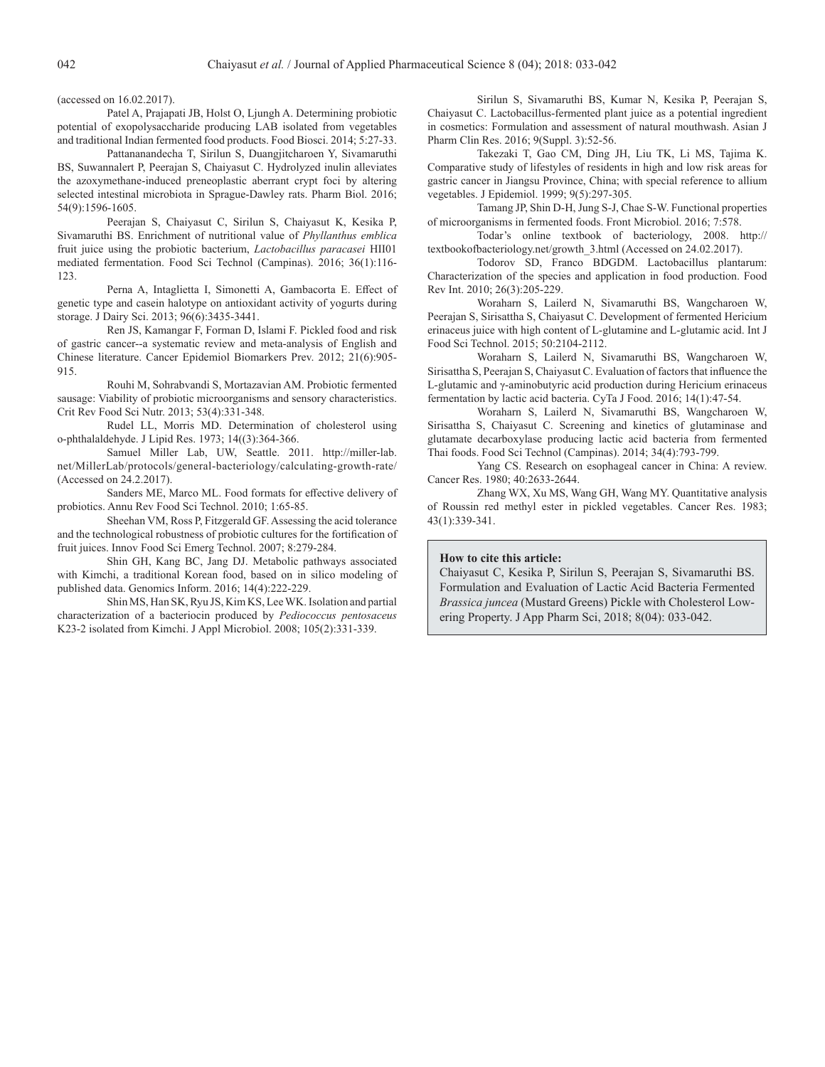(accessed on 16.02.2017).

Patel A, Prajapati JB, Holst O, Ljungh A. Determining probiotic potential of exopolysaccharide producing LAB isolated from vegetables and traditional Indian fermented food products. Food Biosci. 2014; 5:27-33.

Pattananandecha T, Sirilun S, Duangjitcharoen Y, Sivamaruthi BS, Suwannalert P, Peerajan S, Chaiyasut C. Hydrolyzed inulin alleviates the azoxymethane-induced preneoplastic aberrant crypt foci by altering selected intestinal microbiota in Sprague-Dawley rats. Pharm Biol. 2016; 54(9):1596-1605.

Peerajan S, Chaiyasut C, Sirilun S, Chaiyasut K, Kesika P, Sivamaruthi BS. Enrichment of nutritional value of *Phyllanthus emblica* fruit juice using the probiotic bacterium, *Lactobacillus paracasei* HII01 mediated fermentation. Food Sci Technol (Campinas). 2016; 36(1):116-123.

Perna A, Intaglietta I, Simonetti A, Gambacorta E. Effect of genetic type and casein halotype on antioxidant activity of yogurts during storage. J Dairy Sci. 2013; 96(6):3435-3441.

Ren JS, Kamangar F, Forman D, Islami F. Pickled food and risk of gastric cancer--a systematic review and meta-analysis of English and Chinese literature. Cancer Epidemiol Biomarkers Prev. 2012; 21(6):905-915.

Rouhi M, Sohrabvandi S, Mortazavian AM. Probiotic fermented sausage: Viability of probiotic microorganisms and sensory characteristics. Crit Rev Food Sci Nutr. 2013; 53(4):331-348.

Rudel LL, Morris MD. Determination of cholesterol using o-phthalaldehyde. J Lipid Res. 1973; 14((3):364-366.

Samuel Miller Lab, UW, Seattle. 2011. http://miller-lab.net/MillerLab/protocols/general-bacteriology/calculating-growth-rate/ (Accessed on 24.2.2017).

Sanders ME, Marco ML. Food formats for effective delivery of probiotics. Annu Rev Food Sci Technol. 2010; 1:65-85.

Sheehan VM, Ross P, Fitzgerald GF. Assessing the acid tolerance and the technological robustness of probiotic cultures for the fortification of fruit juices. Innov Food Sci Emerg Technol. 2007; 8:279-284.

Shin GH, Kang BC, Jang DJ. Metabolic pathways associated with Kimchi, a traditional Korean food, based on in silico modeling of published data. Genomics Inform. 2016; 14(4):222-229.

Shin MS, Han SK, Ryu JS, Kim KS, Lee WK. Isolation and partial characterization of a bacteriocin produced by *Pediococcus pentosaceus* K23-2 isolated from Kimchi. J Appl Microbiol. 2008; 105(2):331-339.

Sirilun S, Sivamaruthi BS, Kumar N, Kesika P, Peerajan S, Chaiyasut C. Lactobacillus-fermented plant juice as a potential ingredient in cosmetics: Formulation and assessment of natural mouthwash. Asian J Pharm Clin Res. 2016; 9(Suppl. 3):52-56.

Takezaki T, Gao CM, Ding JH, Liu TK, Li MS, Tajima K. Comparative study of lifestyles of residents in high and low risk areas for gastric cancer in Jiangsu Province, China; with special reference to allium vegetables. J Epidemiol. 1999; 9(5):297-305.

Tamang JP, Shin D-H, Jung S-J, Chae S-W. Functional properties of microorganisms in fermented foods. Front Microbiol. 2016; 7:578.

Todar's online textbook of bacteriology, 2008. http://textbookofbacteriology.net/growth_3.html (Accessed on 24.02.2017).

Todorov SD, Franco BDGDM. Lactobacillus plantarum: Characterization of the species and application in food production. Food Rev Int. 2010; 26(3):205-229.

Woraharn S, Lailerd N, Sivamaruthi BS, Wangcharoen W, Peerajan S, Sirisattha S, Chaiyasut C. Development of fermented Hericium erinaceus juice with high content of L-glutamine and L-glutamic acid. Int J Food Sci Technol. 2015; 50:2104-2112.

Woraharn S, Lailerd N, Sivamaruthi BS, Wangcharoen W, Sirisattha S, Peerajan S, Chaiyasut C. Evaluation of factors that influence the L-glutamic and γ-aminobutyric acid production during Hericium erinaceus fermentation by lactic acid bacteria. CyTa J Food. 2016; 14(1):47-54.

Woraharn S, Lailerd N, Sivamaruthi BS, Wangcharoen W, Sirisattha S, Chaiyasut C. Screening and kinetics of glutaminase and glutamate decarboxylase producing lactic acid bacteria from fermented Thai foods. Food Sci Technol (Campinas). 2014; 34(4):793-799.

Yang CS. Research on esophageal cancer in China: A review. Cancer Res. 1980; 40:2633-2644.

Zhang WX, Xu MS, Wang GH, Wang MY. Quantitative analysis of Roussin red methyl ester in pickled vegetables. Cancer Res. 1983; 43(1):339-341.

**How to cite this article:**

Chaiyasut C, Kesika P, Sirilun S, Peerajan S, Sivamaruthi BS. Formulation and Evaluation of Lactic Acid Bacteria Fermented *Brassica juncea* (Mustard Greens) Pickle with Cholesterol Lowering Property. J App Pharm Sci, 2018; 8(04): 033-042.